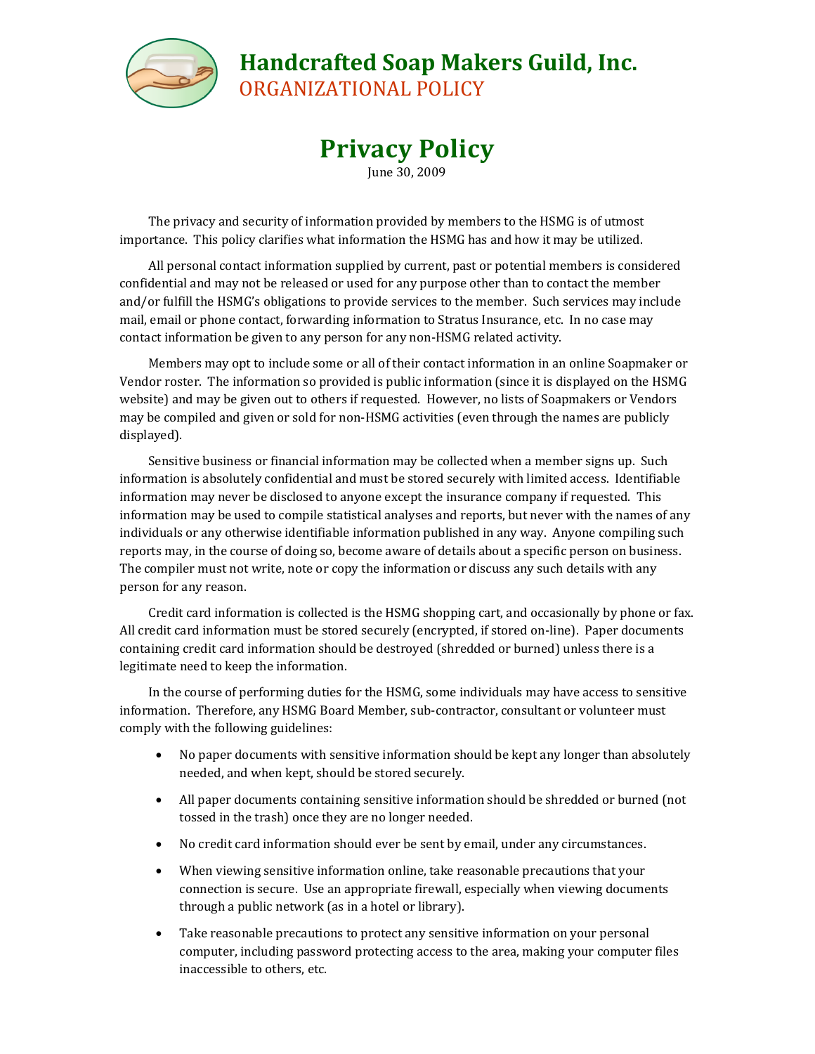# Handcrafted Soap Makers Guild, Inc.

ORGANIZATIONAL POLICY

## Privacy Policy

June 30, 2009

The privacy and security of information provided by members to the HSMG is of utmost importance. This policy clarifies what information the HSMG has and how it may be utilized.

All personal contact information supplied by current, past or potential members is considered confidential and may not be released or used for any purpose other than to contact the member and/or fulfill the HSMG's obligations to provide services to the member. Such services may include mail, email or phone contact, forwarding information to Stratus Insurance, etc. In no case may contact information be given to any person for any non-HSMG related activity.

Members may opt to include some or all of their contact information in an online Soapmaker or Vendor roster. The information so provided is public information (since it is displayed on the HSMG website) and may be given out to others if requested. However, no lists of Soapmakers or Vendors may be compiled and given or sold for non-HSMG activities (even through the names are publicly displayed).

Sensitive business or financial information may be collected when a member signs up. Such information is absolutely confidential and must be stored securely with limited access. Identifiable information may never be disclosed to anyone except the insurance company if requested. This information may be used to compile statistical analyses and reports, but never with the names of any individuals or any otherwise identifiable information published in any way. Anyone compiling such reports may, in the course of doing so, become aware of details about a specific person on business. The compiler must not write, note or copy the information or discuss any such details with any person for any reason.

Credit card information is collected is the HSMG shopping cart, and occasionally by phone or fax. All credit card information must be stored securely (encrypted, if stored on-line). Paper documents containing credit card information should be destroyed (shredded or burned) unless there is a legitimate need to keep the information.

In the course of performing duties for the HSMG, some individuals may have access to sensitive information. Therefore, any HSMG Board Member, sub-contractor, consultant or volunteer must comply with the following guidelines:

- No paper documents with sensitive information should be kept any longer than absolutely needed, and when kept, should be stored securely.
- All paper documents containing sensitive information should be shredded or burned (not tossed in the trash) once they are no longer needed.
- No credit card information should ever be sent by email, under any circumstances.
- When viewing sensitive information online, take reasonable precautions that your connection is secure. Use an appropriate firewall, especially when viewing documents through a public network (as in a hotel or library).
- Take reasonable precautions to protect any sensitive information on your personal computer, including password protecting access to the area, making your computer files inaccessible to others, etc.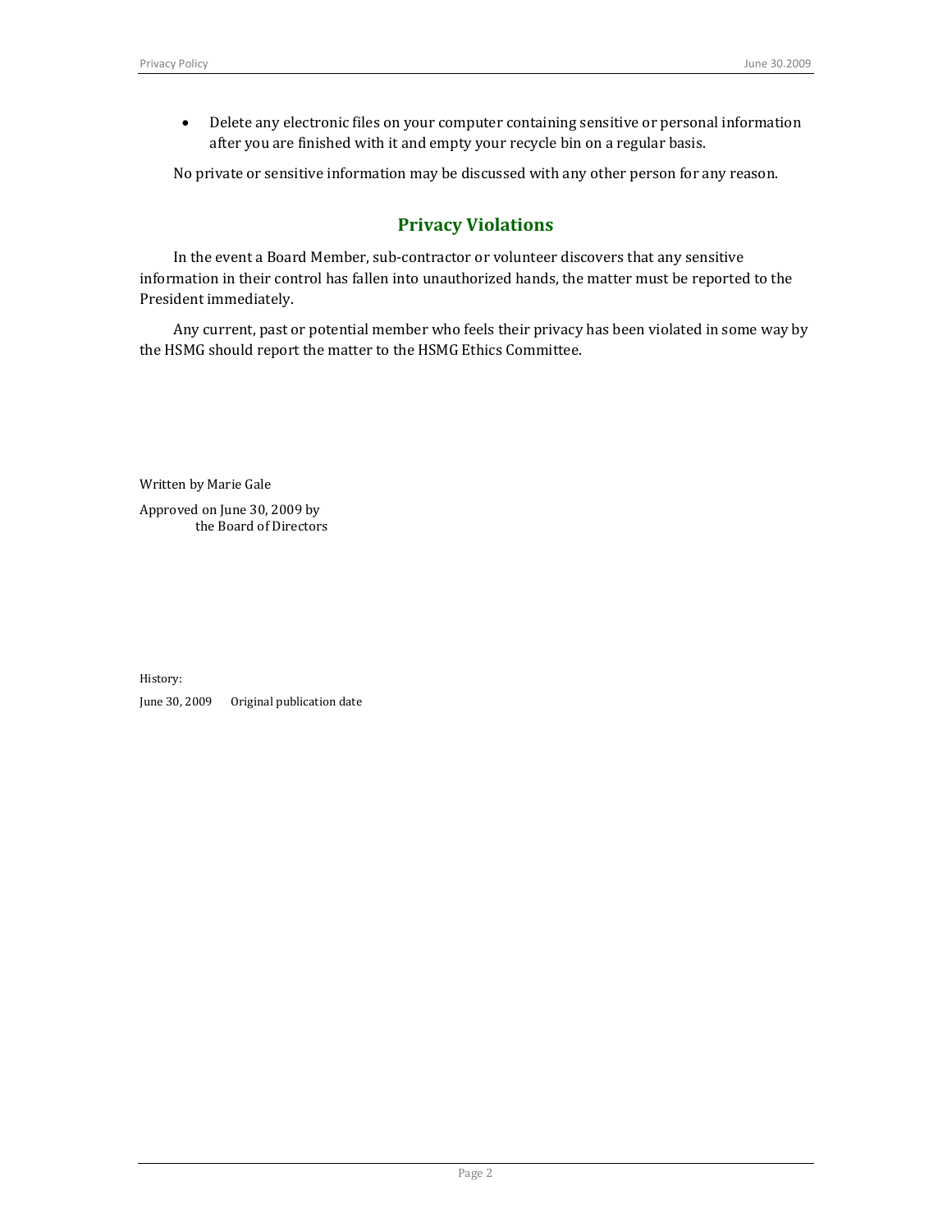- Delete any electronic files on your computer containing sensitive or personal information after you are finished with it and empty your recycle bin on a regular basis.

No private or sensitive information may be discussed with any other person for any reason.

## Privacy Violations

In the event a Board Member, sub-contractor or volunteer discovers that any sensitive information in their control has fallen into unauthorized hands, the matter must be reported to the President immediately.

Any current, past or potential member who feels their privacy has been violated in some way by the HSMG should report the matter to the HSMG Ethics Committee.

Written by Marie Gale

Approved on June 30, 2009 by
the Board of Directors

History:

June 30, 2009 Original publication date